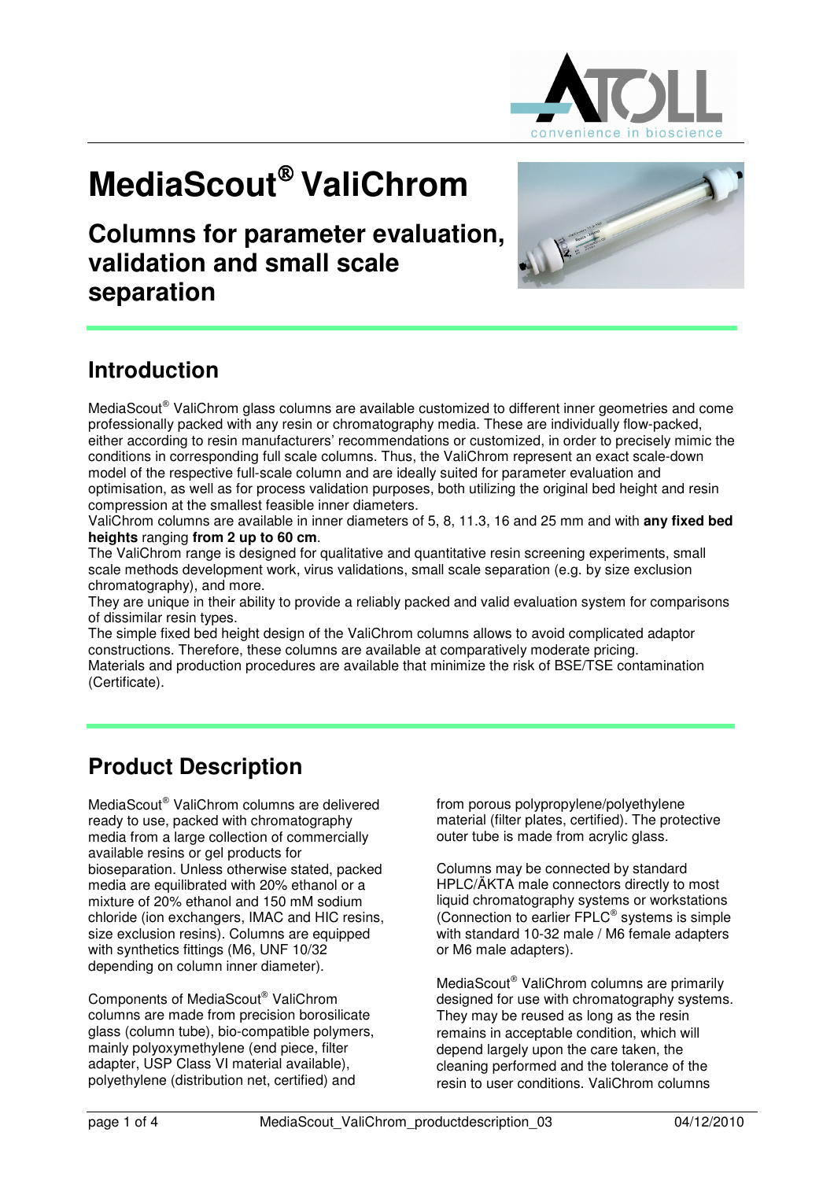# MediaScout® ValiChrom

## Columns for parameter evaluation, validation and small scale separation

## Introduction

MediaScout® ValiChrom glass columns are available customized to different inner geometries and come professionally packed with any resin or chromatography media. These are individually flow-packed, either according to resin manufacturers' recommendations or customized, in order to precisely mimic the conditions in corresponding full scale columns. Thus, the ValiChrom represent an exact scale-down model of the respective full-scale column and are ideally suited for parameter evaluation and optimisation, as well as for process validation purposes, both utilizing the original bed height and resin compression at the smallest feasible inner diameters.

ValiChrom columns are available in inner diameters of 5, 8, 11.3, 16 and 25 mm and with **any fixed bed heights** ranging **from 2 up to 60 cm**.

The ValiChrom range is designed for qualitative and quantitative resin screening experiments, small scale methods development work, virus validations, small scale separation (e.g. by size exclusion chromatography), and more.

They are unique in their ability to provide a reliably packed and valid evaluation system for comparisons of dissimilar resin types.

The simple fixed bed height design of the ValiChrom columns allows to avoid complicated adaptor constructions. Therefore, these columns are available at comparatively moderate pricing.

Materials and production procedures are available that minimize the risk of BSE/TSE contamination (Certificate).

## Product Description

MediaScout® ValiChrom columns are delivered ready to use, packed with chromatography media from a large collection of commercially available resins or gel products for bioseparation. Unless otherwise stated, packed media are equilibrated with 20% ethanol or a mixture of 20% ethanol and 150 mM sodium chloride (ion exchangers, IMAC and HIC resins, size exclusion resins). Columns are equipped with synthetics fittings (M6, UNF 10/32 depending on column inner diameter).

Components of MediaScout® ValiChrom columns are made from precision borosilicate glass (column tube), bio-compatible polymers, mainly polyoxymethylene (end piece, filter adapter, USP Class VI material available), polyethylene (distribution net, certified) and from porous polypropylene/polyethylene material (filter plates, certified). The protective outer tube is made from acrylic glass.

Columns may be connected by standard HPLC/ÄKTA male connectors directly to most liquid chromatography systems or workstations (Connection to earlier FPLC® systems is simple with standard 10-32 male / M6 female adapters or M6 male adapters).

MediaScout® ValiChrom columns are primarily designed for use with chromatography systems. They may be reused as long as the resin remains in acceptable condition, which will depend largely upon the care taken, the cleaning performed and the tolerance of the resin to user conditions. ValiChrom columns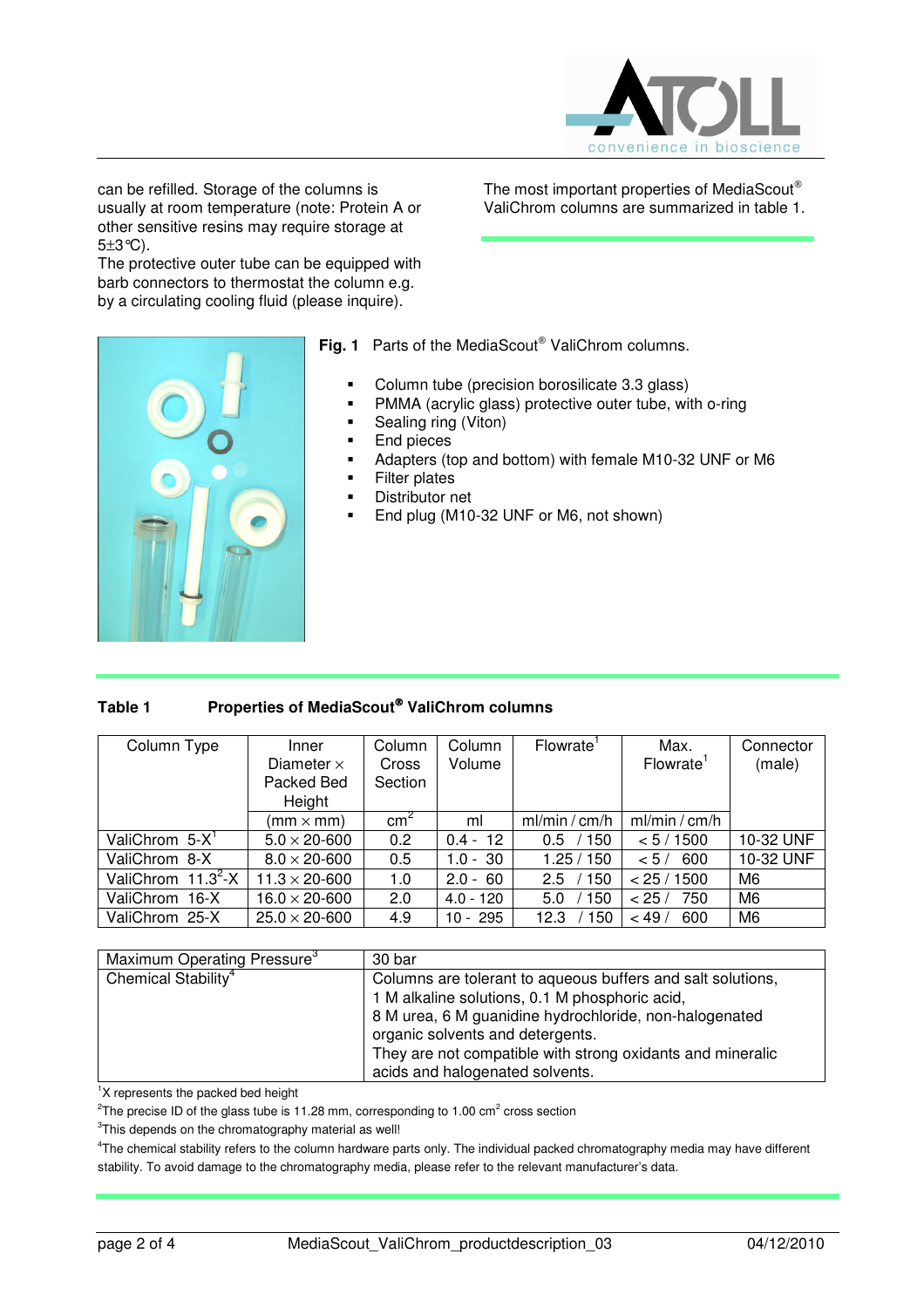can be refilled. Storage of the columns is usually at room temperature (note: Protein A or other sensitive resins may require storage at 5±3°C).
The protective outer tube can be equipped with barb connectors to thermostat the column e.g. by a circulating cooling fluid (please inquire).

The most important properties of MediaScout® ValiChrom columns are summarized in table 1.

**Fig. 1** Parts of the MediaScout® ValiChrom columns.

- Column tube (precision borosilicate 3.3 glass)
- PMMA (acrylic glass) protective outer tube, with o-ring
- Sealing ring (Viton)
- End pieces
- Adapters (top and bottom) with female M10-32 UNF or M6
- Filter plates
- Distributor net
- End plug (M10-32 UNF or M6, not shown)

**Table 1 Properties of MediaScout® ValiChrom columns**

| Column Type | Inner Diameter × Packed Bed Height | Column Cross Section | Column Volume | Flowrate[1] | Max. Flowrate[1] | Connector (male) |
|---|---|---|---|---|---|---|
| | (mm × mm) | $cm^2$ | ml | ml/min / cm/h | ml/min / cm/h | |
| ValiChrom 5-X[1] | 5.0 × 20-600 | 0.2 | 0.4 - 12 | 0.5 / 150 | < 5 / 1500 | 10-32 UNF |
| ValiChrom 8-X | 8.0 × 20-600 | 0.5 | 1.0 - 30 | 1.25 / 150 | < 5 / 600 | 10-32 UNF |
| ValiChrom 11.3[2]-X | 11.3 × 20-600 | 1.0 | 2.0 - 60 | 2.5 / 150 | < 25 / 1500 | M6 |
| ValiChrom 16-X | 16.0 × 20-600 | 2.0 | 4.0 - 120 | 5.0 / 150 | < 25 / 750 | M6 |
| ValiChrom 25-X | 25.0 × 20-600 | 4.9 | 10 - 295 | 12.3 / 150 | < 49 / 600 | M6 |

| Maximum Operating Pressure[3] | 30 bar |
|---|---|
| Chemical Stability[4] | Columns are tolerant to aqueous buffers and salt solutions, 1 M alkaline solutions, 0.1 M phosphoric acid, 8 M urea, 6 M guanidine hydrochloride, non-halogenated organic solvents and detergents. They are not compatible with strong oxidants and mineralic acids and halogenated solvents. |

[1]X represents the packed bed height

[2]The precise ID of the glass tube is 11.28 mm, corresponding to 1.00 $cm^2$ cross section

[3]This depends on the chromatography material as well!

[4]The chemical stability refers to the column hardware parts only. The individual packed chromatography media may have different stability. To avoid damage to the chromatography media, please refer to the relevant manufacturer's data.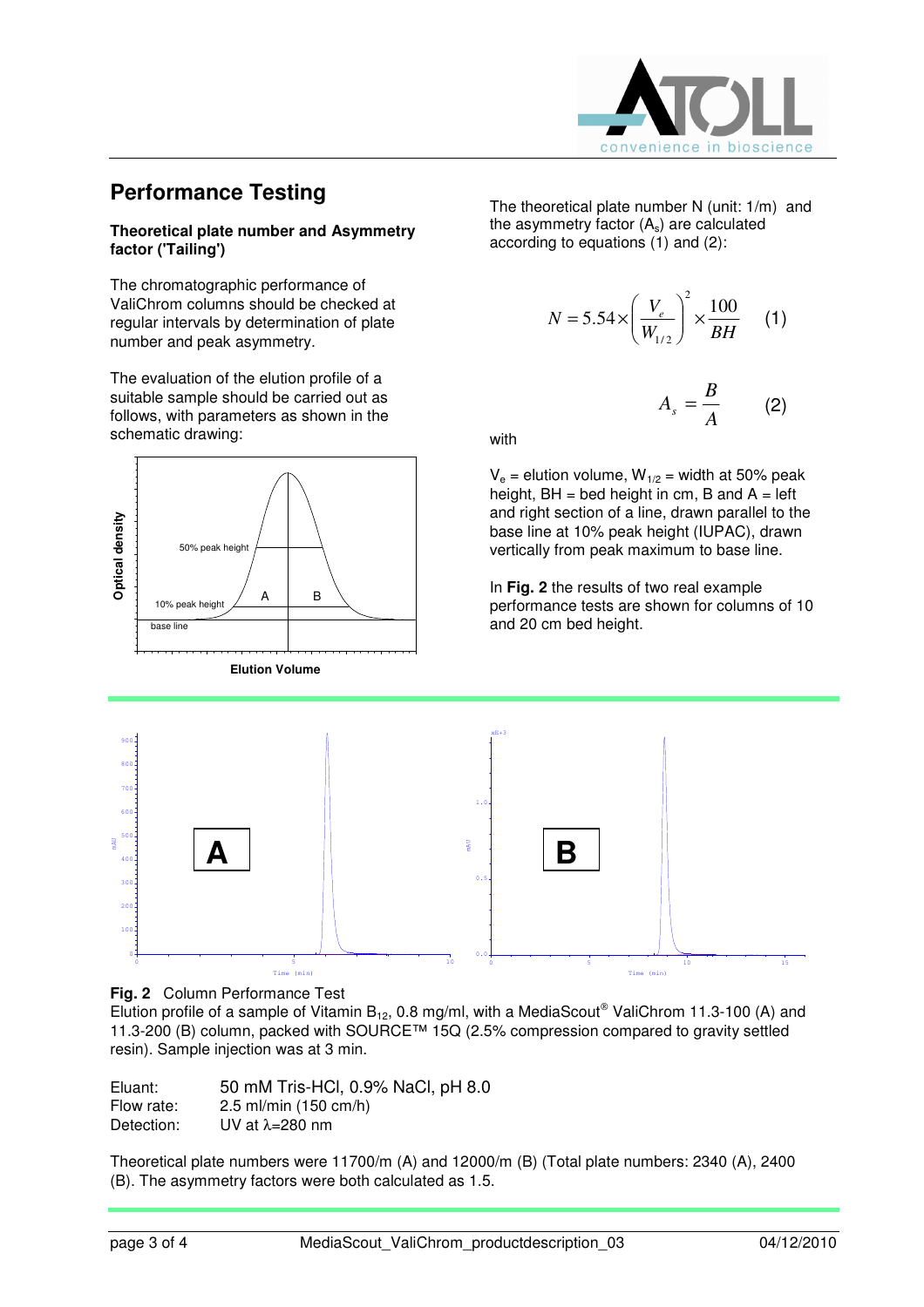## Performance Testing

**Theoretical plate number and Asymmetry factor ('Tailing')**

The chromatographic performance of ValiChrom columns should be checked at regular intervals by determination of plate number and peak asymmetry.

The evaluation of the elution profile of a suitable sample should be carried out as follows, with parameters as shown in the schematic drawing:

The theoretical plate number N (unit: 1/m) and the asymmetry factor ($A_s$) are calculated according to equations (1) and (2):

$$N = 5.54 \times \left( \frac{V_e}{W_{1/2}} \right)^2 \times \frac{100}{BH} \quad (1)$$

$$A_s = \frac{B}{A} \quad (2)$$

with

$V_e$ = elution volume, $W_{1/2}$ = width at 50% peak height, BH = bed height in cm, B and A = left and right section of a line, drawn parallel to the base line at 10% peak height (IUPAC), drawn vertically from peak maximum to base line.

In **Fig. 2** the results of two real example performance tests are shown for columns of 10 and 20 cm bed height.

**Fig. 2** Column Performance Test

Elution profile of a sample of Vitamin $B_{12}$, 0.8 mg/ml, with a MediaScout® ValiChrom 11.3-100 (A) and 11.3-200 (B) column, packed with SOURCE™ 15Q (2.5% compression compared to gravity settled resin). Sample injection was at 3 min.

| | |
|---|---|
| Eluant: | 50 mM Tris-HCl, 0.9% NaCl, pH 8.0 |
| Flow rate: | 2.5 ml/min (150 cm/h) |
| Detection: | UV at λ=280 nm |

Theoretical plate numbers were 11700/m (A) and 12000/m (B) (Total plate numbers: 2340 (A), 2400 (B). The asymmetry factors were both calculated as 1.5.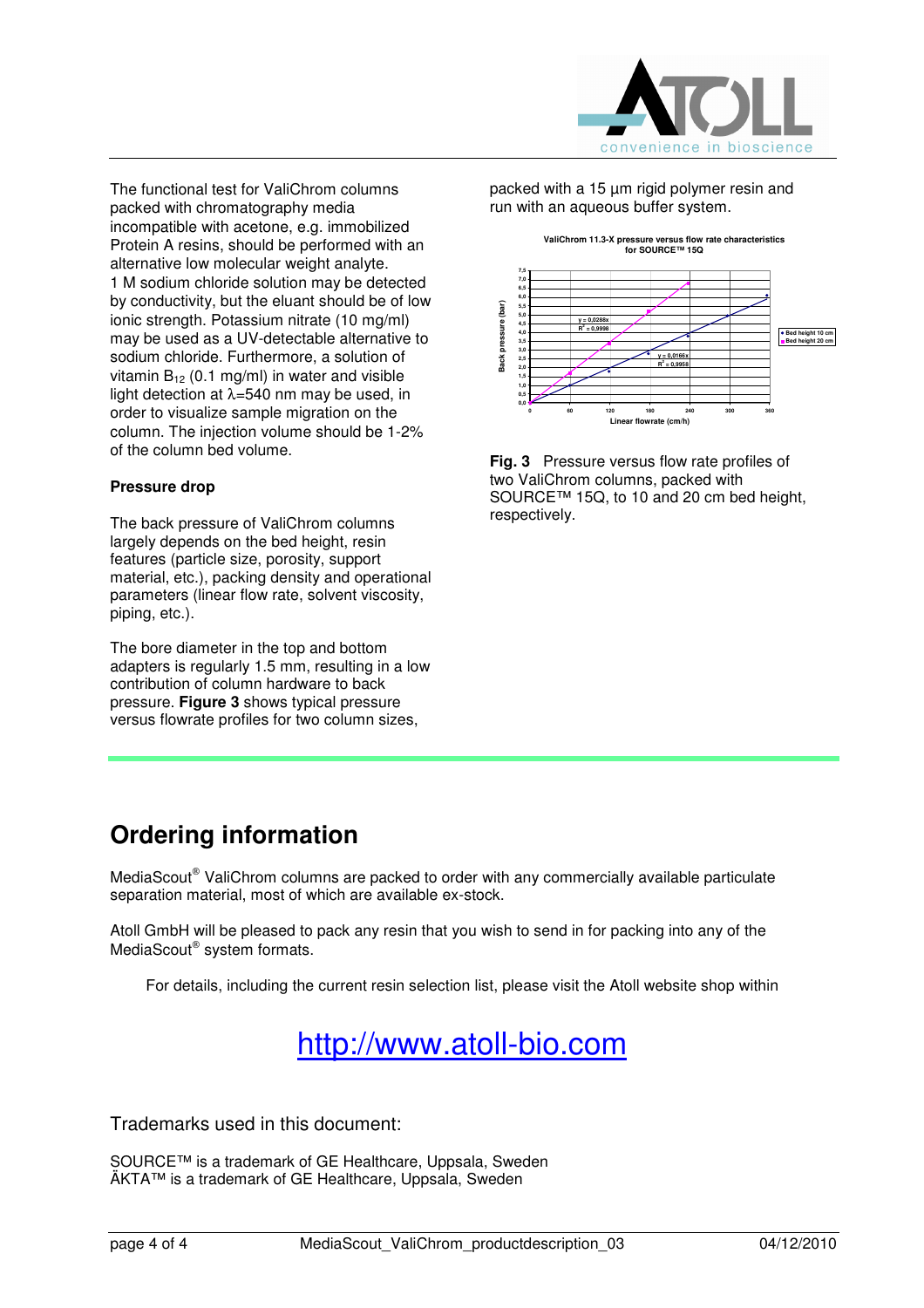The functional test for ValiChrom columns packed with chromatography media incompatible with acetone, e.g. immobilized Protein A resins, should be performed with an alternative low molecular weight analyte. 1 M sodium chloride solution may be detected by conductivity, but the eluant should be of low ionic strength. Potassium nitrate (10 mg/ml) may be used as a UV-detectable alternative to sodium chloride. Furthermore, a solution of vitamin $B_{12}$ (0.1 mg/ml) in water and visible light detection at $\lambda$=540 nm may be used, in order to visualize sample migration on the column. The injection volume should be 1-2% of the column bed volume.

**Pressure drop**

The back pressure of ValiChrom columns largely depends on the bed height, resin features (particle size, porosity, support material, etc.), packing density and operational parameters (linear flow rate, solvent viscosity, piping, etc.).

The bore diameter in the top and bottom adapters is regularly 1.5 mm, resulting in a low contribution of column hardware to back pressure. **Figure 3** shows typical pressure versus flowrate profiles for two column sizes, packed with a 15 µm rigid polymer resin and run with an aqueous buffer system.

ValiChrom 11.3-X pressure versus flow rate characteristics
for SOURCE™ 15Q

Back pressure (bar)

7,5
7,0
6,5
6,0
5,5
5,0
4,5
4,0
3,5
3,0
2,5
2,0
1,5
1,0
0,5
0,0

0
60
120
180
240
300
360

Linear flowrate (cm/h)

y = 0,0288x
$R^2$ = 0,9998

y = 0,0166x
$R^2$ = 0,9958

Bed height 10 cm
Bed height 20 cm

**Fig. 3** Pressure versus flow rate profiles of two ValiChrom columns, packed with SOURCE™ 15Q, to 10 and 20 cm bed height, respectively.

# Ordering information

MediaScout® ValiChrom columns are packed to order with any commercially available particulate separation material, most of which are available ex-stock.

Atoll GmbH will be pleased to pack any resin that you wish to send in for packing into any of the MediaScout® system formats.

For details, including the current resin selection list, please visit the Atoll website shop within

http://www.atoll-bio.com

Trademarks used in this document:

SOURCE™ is a trademark of GE Healthcare, Uppsala, Sweden
ÄKTA™ is a trademark of GE Healthcare, Uppsala, Sweden